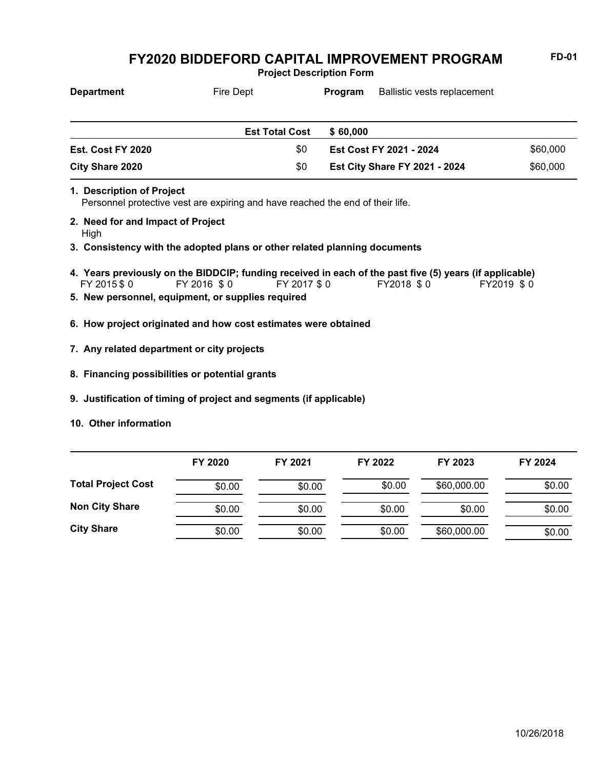# FY2020 BIDDEFORD CAPITAL IMPROVEMENT PROGRAM

FD-01

**Project Description Form**

| **Department** | Fire Dept | **Program** | Ballistic vests replacement |
|---|---|---|---|

| | **Est Total Cost** | **$ 60,000** | |
|---|---|---|---|
| **Est. Cost FY 2020** | $0 | **Est Cost FY 2021 - 2024** | $60,000 |
| **City Share 2020** | $0 | **Est City Share FY 2021 - 2024** | $60,000 |

**1. Description of Project**
Personnel protective vest are expiring and have reached the end of their life.

**2. Need for and Impact of Project**
High

**3. Consistency with the adopted plans or other related planning documents**

**4. Years previously on the BIDDCIP; funding received in each of the past five (5) years (if applicable)**
FY 2015 $ 0 FY 2016 $ 0 FY 2017 $ 0 FY2018 $ 0 FY2019 $ 0

**5. New personnel, equipment, or supplies required**

**6. How project originated and how cost estimates were obtained**

**7. Any related department or city projects**

**8. Financing possibilities or potential grants**

**9. Justification of timing of project and segments (if applicable)**

**10. Other information**

| | FY 2020 | FY 2021 | FY 2022 | FY 2023 | FY 2024 |
|---|---|---|---|---|---|
| **Total Project Cost** | $0.00 | $0.00 | $0.00 | $60,000.00 | $0.00 |
| **Non City Share** | $0.00 | $0.00 | $0.00 | $0.00 | $0.00 |
| **City Share** | $0.00 | $0.00 | $0.00 | $60,000.00 | $0.00 |

10/26/2018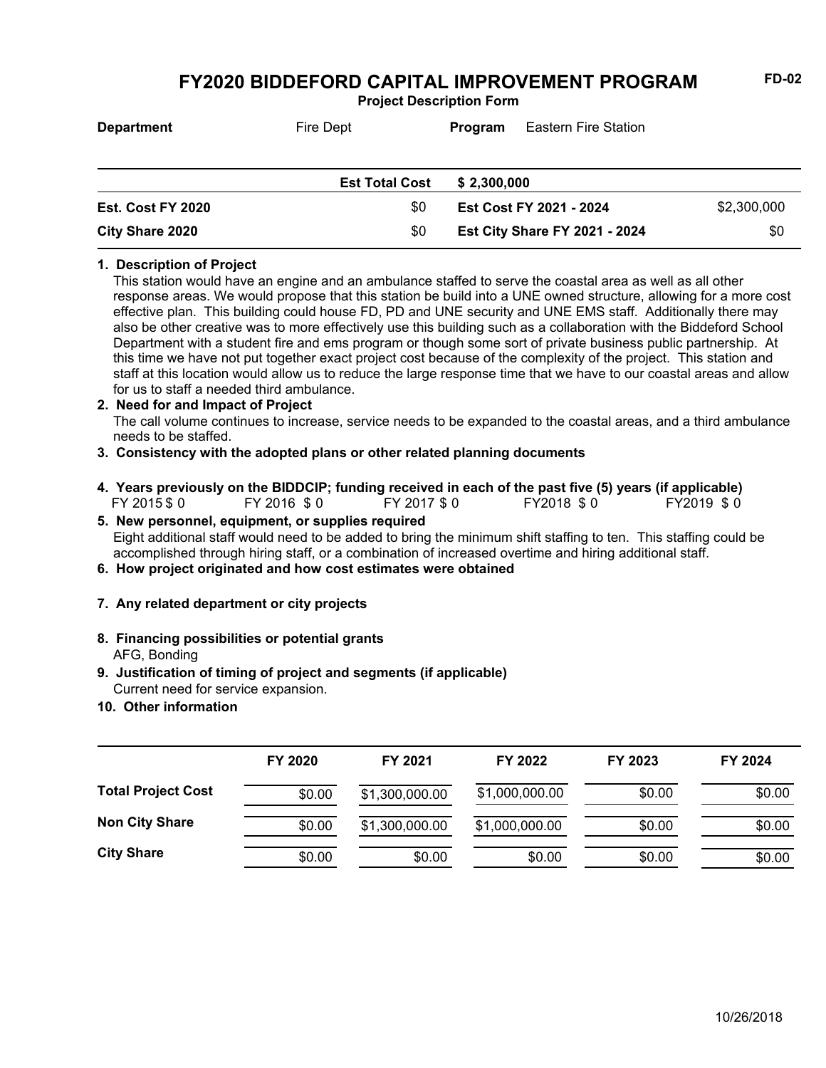# FY2020 BIDDEFORD CAPITAL IMPROVEMENT PROGRAM

**Project Description Form**

FD-02

| **Department** | Fire Dept | **Program** | Eastern Fire Station |
|---|---|---|---|

| | **Est Total Cost** | **$ 2,300,000** | |
|---|---|---|---|
| **Est. Cost FY 2020** | $0 | **Est Cost FY 2021 - 2024** | $2,300,000 |
| **City Share 2020** | $0 | **Est City Share FY 2021 - 2024** | $0 |

**1. Description of Project**

This station would have an engine and an ambulance staffed to serve the coastal area as well as all other response areas. We would propose that this station be build into a UNE owned structure, allowing for a more cost effective plan. This building could house FD, PD and UNE security and UNE EMS staff. Additionally there may also be other creative was to more effectively use this building such as a collaboration with the Biddeford School Department with a student fire and ems program or though some sort of private business public partnership. At this time we have not put together exact project cost because of the complexity of the project. This station and staff at this location would allow us to reduce the large response time that we have to our coastal areas and allow for us to staff a needed third ambulance.

**2. Need for and Impact of Project**

The call volume continues to increase, service needs to be expanded to the coastal areas, and a third ambulance needs to be staffed.

**3. Consistency with the adopted plans or other related planning documents**

**4. Years previously on the BIDDCIP; funding received in each of the past five (5) years (if applicable)**

FY 2015 $ 0 FY 2016 $ 0 FY 2017 $ 0 FY2018 $ 0 FY2019 $ 0

**5. New personnel, equipment, or supplies required**

Eight additional staff would need to be added to bring the minimum shift staffing to ten. This staffing could be accomplished through hiring staff, or a combination of increased overtime and hiring additional staff.

**6. How project originated and how cost estimates were obtained**

**7. Any related department or city projects**

**8. Financing possibilities or potential grants**

AFG, Bonding

**9. Justification of timing of project and segments (if applicable)**

Current need for service expansion.

**10. Other information**

| | FY 2020 | FY 2021 | FY 2022 | FY 2023 | FY 2024 |
|---|---|---|---|---|---|
| **Total Project Cost** | $0.00 | $1,300,000.00 | $1,000,000.00 | $0.00 | $0.00 |
| **Non City Share** | $0.00 | $1,300,000.00 | $1,000,000.00 | $0.00 | $0.00 |
| **City Share** | $0.00 | $0.00 | $0.00 | $0.00 | $0.00 |

10/26/2018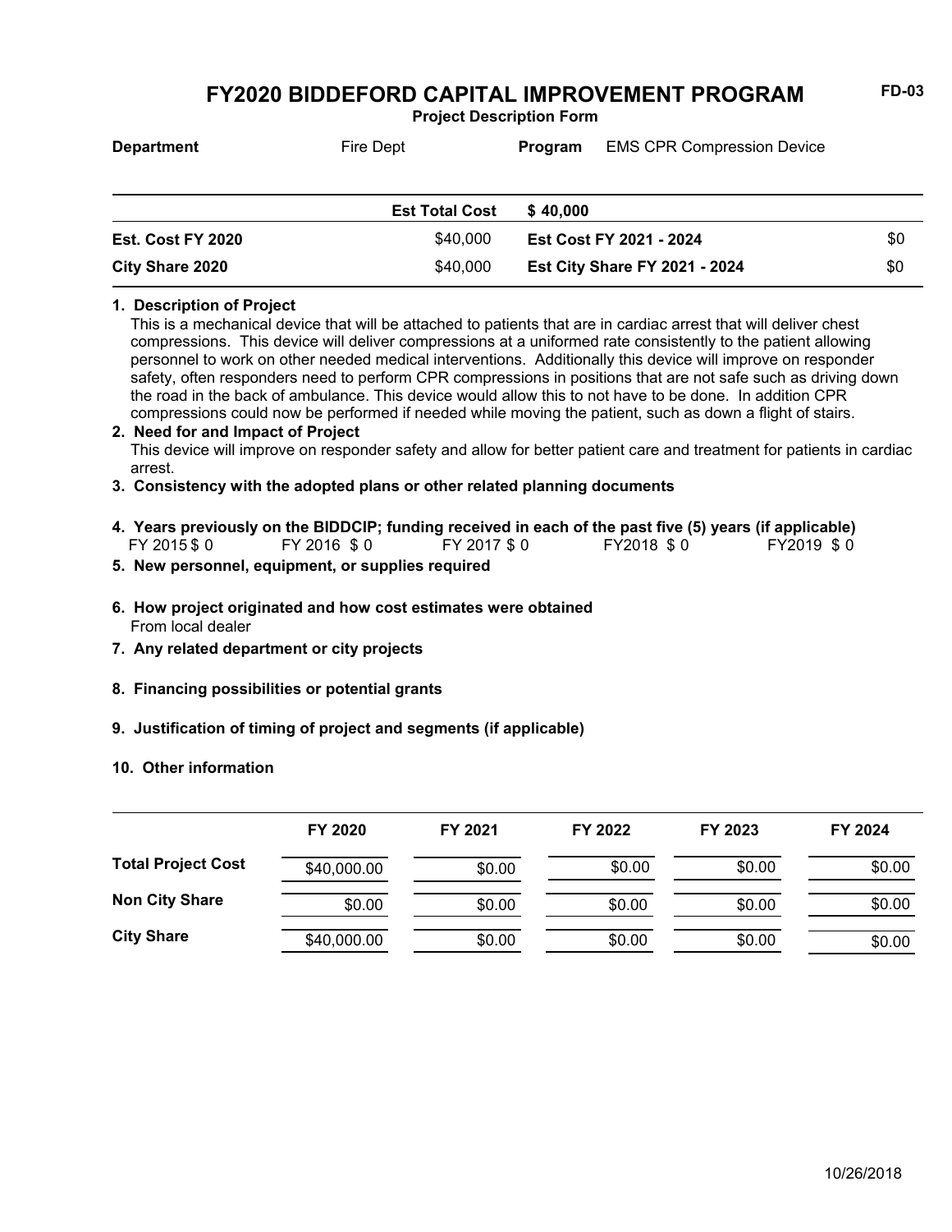# FY2020 BIDDEFORD CAPITAL IMPROVEMENT PROGRAM

**Project Description Form**

**FD-03**

**Department** Fire Dept **Program** EMS CPR Compression Device

| | | | |
|---|---|---|---|
| | **Est Total Cost** | **$ 40,000** | |
| **Est. Cost FY 2020** | $40,000 | **Est Cost FY 2021 - 2024** | $0 |
| **City Share 2020** | $40,000 | **Est City Share FY 2021 - 2024** | $0 |

**1. Description of Project**

This is a mechanical device that will be attached to patients that are in cardiac arrest that will deliver chest compressions. This device will deliver compressions at a uniformed rate consistently to the patient allowing personnel to work on other needed medical interventions. Additionally this device will improve on responder safety, often responders need to perform CPR compressions in positions that are not safe such as driving down the road in the back of ambulance. This device would allow this to not have to be done. In addition CPR compressions could now be performed if needed while moving the patient, such as down a flight of stairs.

**2. Need for and Impact of Project**

This device will improve on responder safety and allow for better patient care and treatment for patients in cardiac arrest.

**3. Consistency with the adopted plans or other related planning documents**

**4. Years previously on the BIDDCIP; funding received in each of the past five (5) years (if applicable)**

FY 2015 $ 0 FY 2016 $ 0 FY 2017 $ 0 FY2018 $ 0 FY2019 $ 0

**5. New personnel, equipment, or supplies required**

**6. How project originated and how cost estimates were obtained**

From local dealer

**7. Any related department or city projects**

**8. Financing possibilities or potential grants**

**9. Justification of timing of project and segments (if applicable)**

**10. Other information**

| | FY 2020 | FY 2021 | FY 2022 | FY 2023 | FY 2024 |
|---|---|---|---|---|---|
| **Total Project Cost** | $40,000.00 | $0.00 | $0.00 | $0.00 | $0.00 |
| **Non City Share** | $0.00 | $0.00 | $0.00 | $0.00 | $0.00 |
| **City Share** | $40,000.00 | $0.00 | $0.00 | $0.00 | $0.00 |

10/26/2018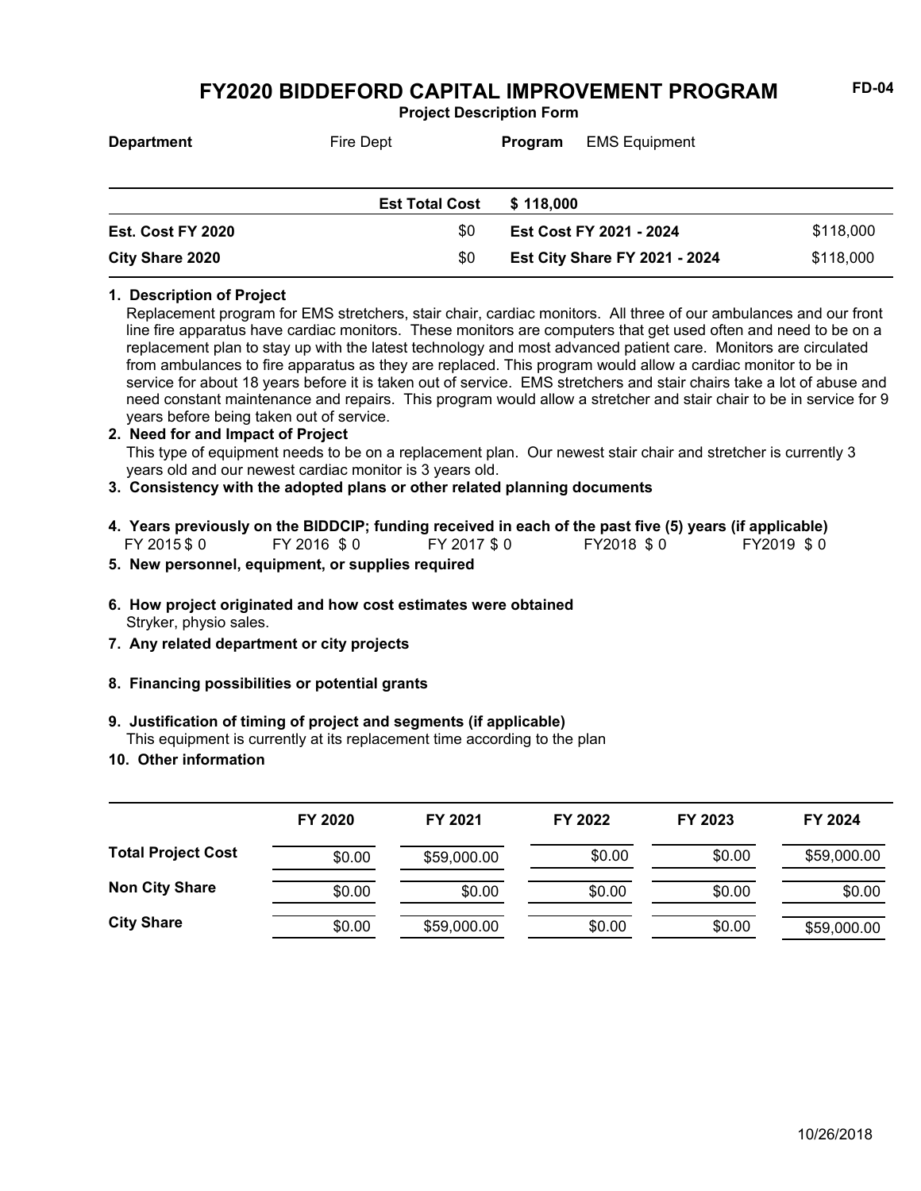# FY2020 BIDDEFORD CAPITAL IMPROVEMENT PROGRAM

**Project Description Form**

FD-04

**Department** Fire Dept **Program** EMS Equipment

| | | | |
|---|---|---|---|
| | **Est Total Cost** | **$ 118,000** | |
| **Est. Cost FY 2020** | $0 | **Est Cost FY 2021 - 2024** | $118,000 |
| **City Share 2020** | $0 | **Est City Share FY 2021 - 2024** | $118,000 |

**1. Description of Project**

Replacement program for EMS stretchers, stair chair, cardiac monitors. All three of our ambulances and our front line fire apparatus have cardiac monitors. These monitors are computers that get used often and need to be on a replacement plan to stay up with the latest technology and most advanced patient care. Monitors are circulated from ambulances to fire apparatus as they are replaced. This program would allow a cardiac monitor to be in service for about 18 years before it is taken out of service. EMS stretchers and stair chairs take a lot of abuse and need constant maintenance and repairs. This program would allow a stretcher and stair chair to be in service for 9 years before being taken out of service.

**2. Need for and Impact of Project**

This type of equipment needs to be on a replacement plan. Our newest stair chair and stretcher is currently 3 years old and our newest cardiac monitor is 3 years old.

**3. Consistency with the adopted plans or other related planning documents**

**4. Years previously on the BIDDCIP; funding received in each of the past five (5) years (if applicable)**

FY 2015 $ 0 FY 2016 $ 0 FY 2017 $ 0 FY2018 $ 0 FY2019 $ 0

**5. New personnel, equipment, or supplies required**

**6. How project originated and how cost estimates were obtained**

Stryker, physio sales.

**7. Any related department or city projects**

**8. Financing possibilities or potential grants**

**9. Justification of timing of project and segments (if applicable)**

This equipment is currently at its replacement time according to the plan

**10. Other information**

| | FY 2020 | FY 2021 | FY 2022 | FY 2023 | FY 2024 |
|---|---|---|---|---|---|
| **Total Project Cost** | $0.00 | $59,000.00 | $0.00 | $0.00 | $59,000.00 |
| **Non City Share** | $0.00 | $0.00 | $0.00 | $0.00 | $0.00 |
| **City Share** | $0.00 | $59,000.00 | $0.00 | $0.00 | $59,000.00 |

10/26/2018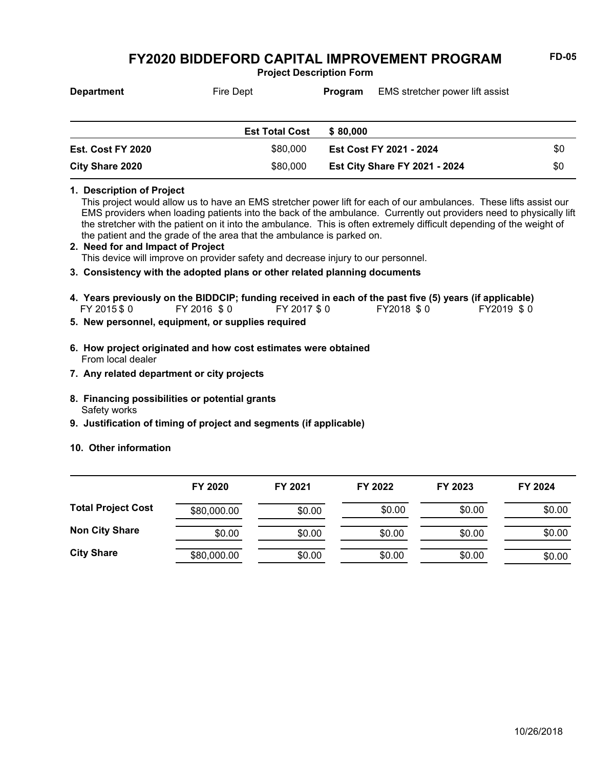# FY2020 BIDDEFORD CAPITAL IMPROVEMENT PROGRAM

FD-05

**Project Description Form**

**Department** Fire Dept **Program** EMS stretcher power lift assist

| | Est Total Cost | $ 80,000 | |
|---|---|---|---|
| **Est. Cost FY 2020** | $80,000 | **Est Cost FY 2021 - 2024** | $0 |
| **City Share 2020** | $80,000 | **Est City Share FY 2021 - 2024** | $0 |

**1. Description of Project**

This project would allow us to have an EMS stretcher power lift for each of our ambulances. These lifts assist our EMS providers when loading patients into the back of the ambulance. Currently out providers need to physically lift the stretcher with the patient on it into the ambulance. This is often extremely difficult depending of the weight of the patient and the grade of the area that the ambulance is parked on.

**2. Need for and Impact of Project**

This device will improve on provider safety and decrease injury to our personnel.

**3. Consistency with the adopted plans or other related planning documents**

**4. Years previously on the BIDDCIP; funding received in each of the past five (5) years (if applicable)**

FY 2015 $ 0 FY 2016 $ 0 FY 2017 $ 0 FY2018 $ 0 FY2019 $ 0

**5. New personnel, equipment, or supplies required**

**6. How project originated and how cost estimates were obtained**

From local dealer

**7. Any related department or city projects**

**8. Financing possibilities or potential grants**

Safety works

**9. Justification of timing of project and segments (if applicable)**

**10. Other information**

| | FY 2020 | FY 2021 | FY 2022 | FY 2023 | FY 2024 |
|---|---|---|---|---|---|
| **Total Project Cost** | $80,000.00 | $0.00 | $0.00 | $0.00 | $0.00 |
| **Non City Share** | $0.00 | $0.00 | $0.00 | $0.00 | $0.00 |
| **City Share** | $80,000.00 | $0.00 | $0.00 | $0.00 | $0.00 |

10/26/2018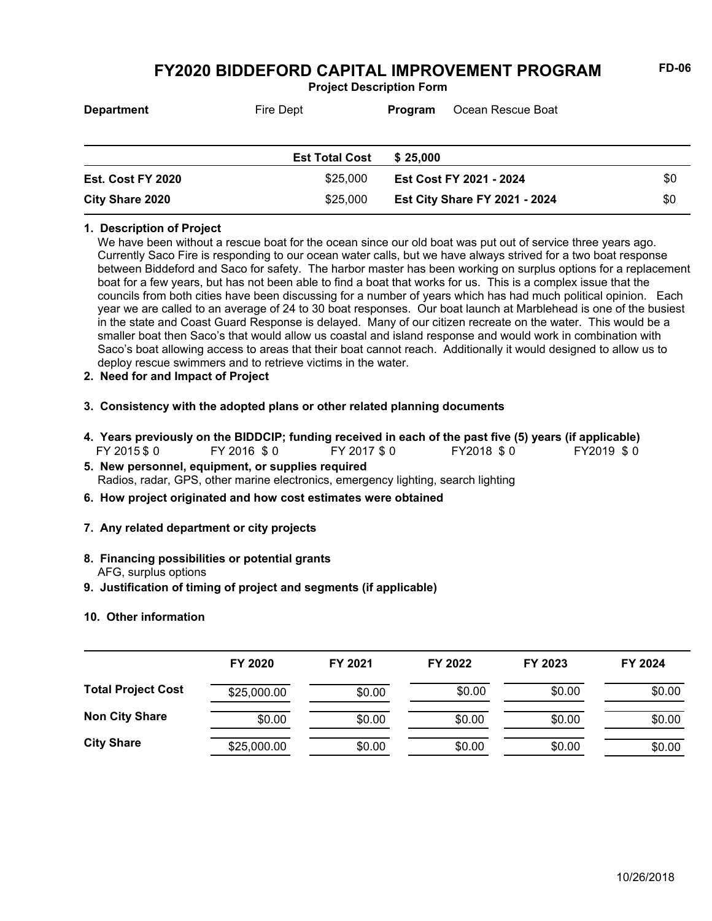# FY2020 BIDDEFORD CAPITAL IMPROVEMENT PROGRAM

**Project Description Form**

FD-06

**Department** Fire Dept **Program** Ocean Rescue Boat

| | | | |
|---|---|---|---|
| | **Est Total Cost** | **$ 25,000** | |
| **Est. Cost FY 2020** | $25,000 | **Est Cost FY 2021 - 2024** | $0 |
| **City Share 2020** | $25,000 | **Est City Share FY 2021 - 2024** | $0 |

**1. Description of Project**

We have been without a rescue boat for the ocean since our old boat was put out of service three years ago. Currently Saco Fire is responding to our ocean water calls, but we have always strived for a two boat response between Biddeford and Saco for safety. The harbor master has been working on surplus options for a replacement boat for a few years, but has not been able to find a boat that works for us. This is a complex issue that the councils from both cities have been discussing for a number of years which has had much political opinion. Each year we are called to an average of 24 to 30 boat responses. Our boat launch at Marblehead is one of the busiest in the state and Coast Guard Response is delayed. Many of our citizen recreate on the water. This would be a smaller boat then Saco's that would allow us coastal and island response and would work in combination with Saco's boat allowing access to areas that their boat cannot reach. Additionally it would designed to allow us to deploy rescue swimmers and to retrieve victims in the water.

**2. Need for and Impact of Project**

**3. Consistency with the adopted plans or other related planning documents**

**4. Years previously on the BIDDCIP; funding received in each of the past five (5) years (if applicable)**

FY 2015 $ 0 FY 2016 $ 0 FY 2017 $ 0 FY2018 $ 0 FY2019 $ 0

**5. New personnel, equipment, or supplies required**

Radios, radar, GPS, other marine electronics, emergency lighting, search lighting

**6. How project originated and how cost estimates were obtained**

**7. Any related department or city projects**

**8. Financing possibilities or potential grants**

AFG, surplus options

**9. Justification of timing of project and segments (if applicable)**

**10. Other information**

| | FY 2020 | FY 2021 | FY 2022 | FY 2023 | FY 2024 |
|---|---|---|---|---|---|
| **Total Project Cost** | $25,000.00 | $0.00 | $0.00 | $0.00 | $0.00 |
| **Non City Share** | $0.00 | $0.00 | $0.00 | $0.00 | $0.00 |
| **City Share** | $25,000.00 | $0.00 | $0.00 | $0.00 | $0.00 |

10/26/2018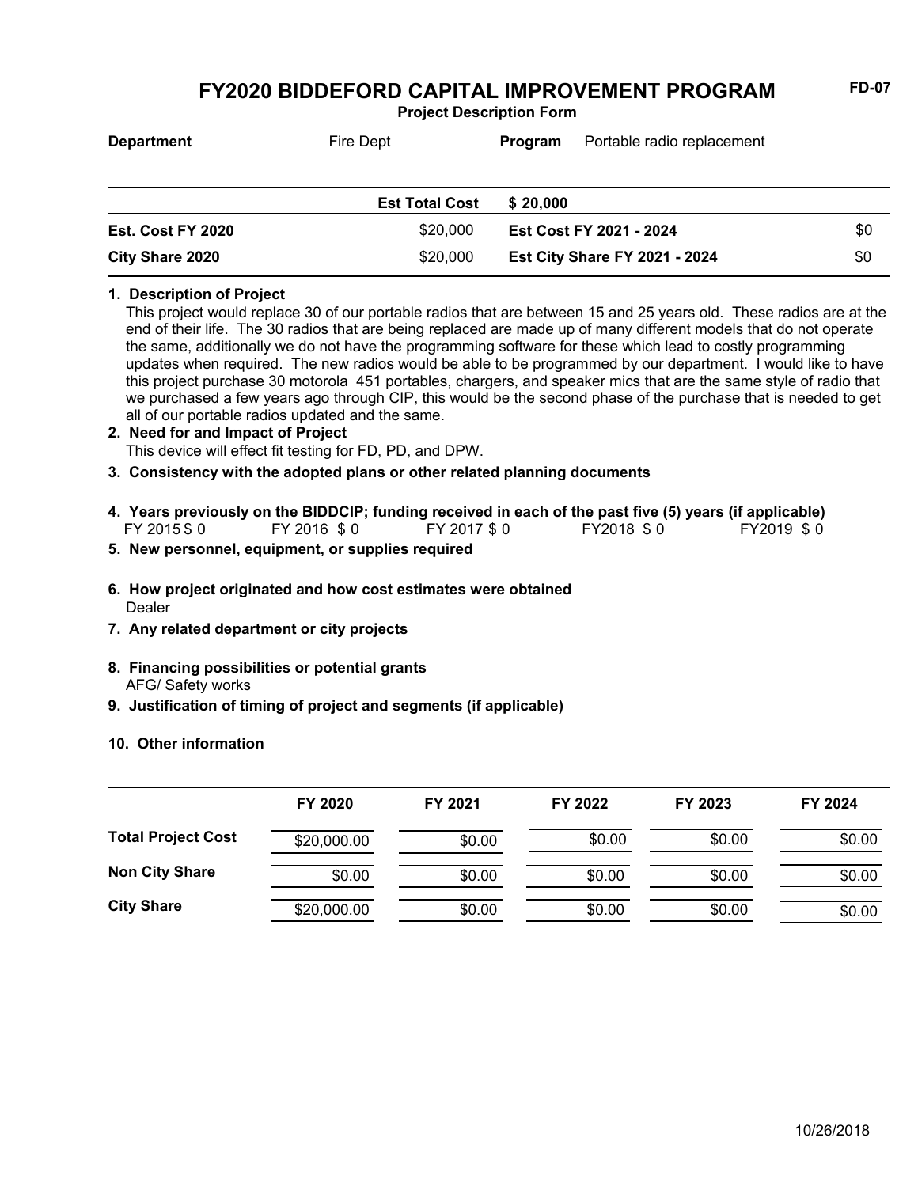# FY2020 BIDDEFORD CAPITAL IMPROVEMENT PROGRAM

**FD-07**

**Project Description Form**

| **Department** | Fire Dept | **Program** | Portable radio replacement |
|---|---|---|---|

| | **Est Total Cost** | **$ 20,000** | |
|---|---|---|---|
| **Est. Cost FY 2020** | $20,000 | **Est Cost FY 2021 - 2024** | $0 |
| **City Share 2020** | $20,000 | **Est City Share FY 2021 - 2024** | $0 |

**1. Description of Project**

This project would replace 30 of our portable radios that are between 15 and 25 years old. These radios are at the end of their life. The 30 radios that are being replaced are made up of many different models that do not operate the same, additionally we do not have the programming software for these which lead to costly programming updates when required. The new radios would be able to be programmed by our department. I would like to have this project purchase 30 motorola 451 portables, chargers, and speaker mics that are the same style of radio that we purchased a few years ago through CIP, this would be the second phase of the purchase that is needed to get all of our portable radios updated and the same.

**2. Need for and Impact of Project**

This device will effect fit testing for FD, PD, and DPW.

**3. Consistency with the adopted plans or other related planning documents**

**4. Years previously on the BIDDCIP; funding received in each of the past five (5) years (if applicable)**

FY 2015 $ 0 FY 2016 $ 0 FY 2017 $ 0 FY2018 $ 0 FY2019 $ 0

**5. New personnel, equipment, or supplies required**

**6. How project originated and how cost estimates were obtained**

Dealer

**7. Any related department or city projects**

**8. Financing possibilities or potential grants**

AFG/ Safety works

**9. Justification of timing of project and segments (if applicable)**

**10. Other information**

| | FY 2020 | FY 2021 | FY 2022 | FY 2023 | FY 2024 |
|---|---|---|---|---|---|
| **Total Project Cost** | $20,000.00 | $0.00 | $0.00 | $0.00 | $0.00 |
| **Non City Share** | $0.00 | $0.00 | $0.00 | $0.00 | $0.00 |
| **City Share** | $20,000.00 | $0.00 | $0.00 | $0.00 | $0.00 |

10/26/2018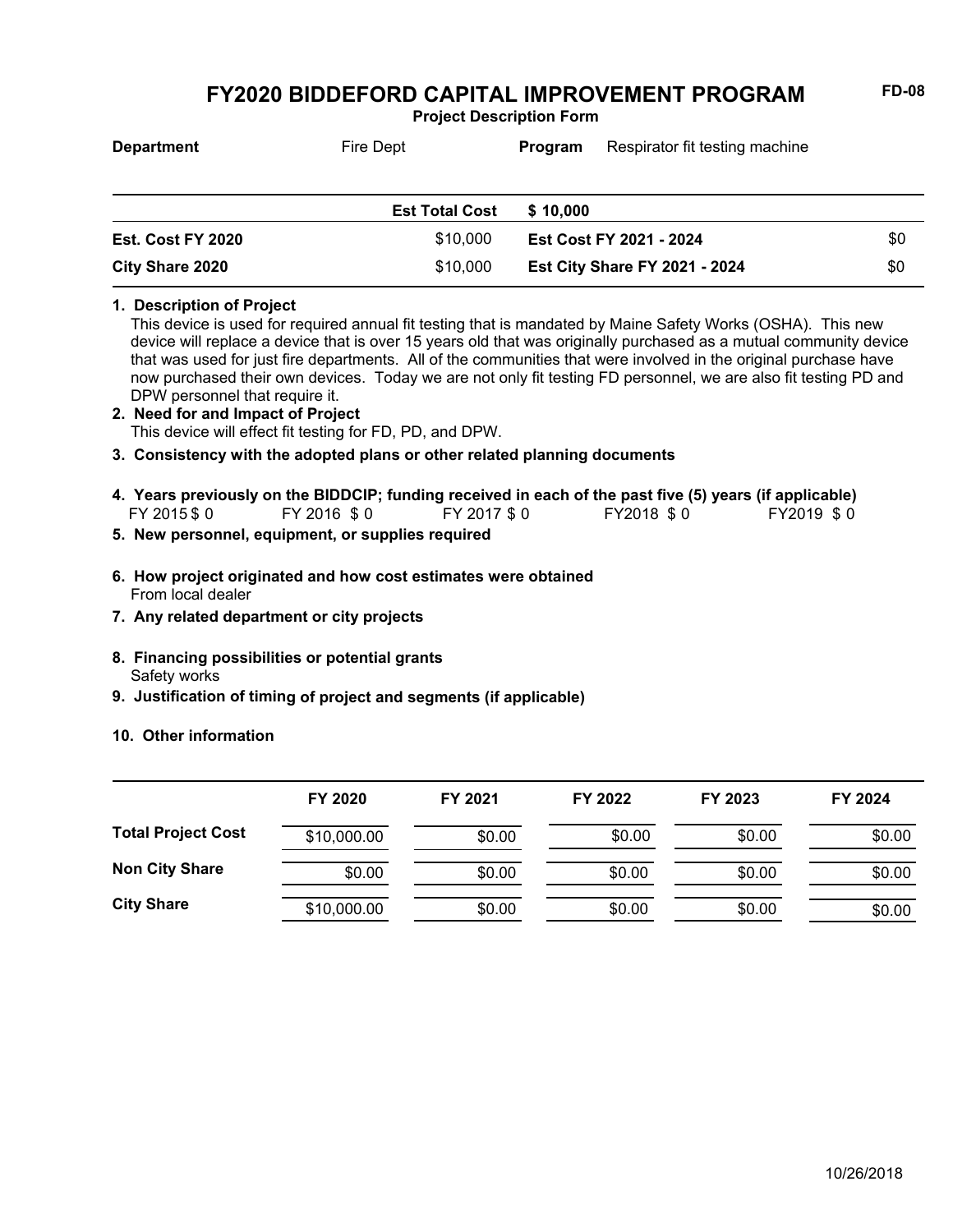FD-08

# FY2020 BIDDEFORD CAPITAL IMPROVEMENT PROGRAM

**Project Description Form**

**Department** Fire Dept **Program** Respirator fit testing machine

| | Est Total Cost | $ 10,000 | |
|---|---|---|---|
| **Est. Cost FY 2020** | $10,000 | **Est Cost FY 2021 - 2024** | $0 |
| **City Share 2020** | $10,000 | **Est City Share FY 2021 - 2024** | $0 |

**1. Description of Project**

This device is used for required annual fit testing that is mandated by Maine Safety Works (OSHA). This new device will replace a device that is over 15 years old that was originally purchased as a mutual community device that was used for just fire departments. All of the communities that were involved in the original purchase have now purchased their own devices. Today we are not only fit testing FD personnel, we are also fit testing PD and DPW personnel that require it.

**2. Need for and Impact of Project**

This device will effect fit testing for FD, PD, and DPW.

**3. Consistency with the adopted plans or other related planning documents**

**4. Years previously on the BIDDCIP; funding received in each of the past five (5) years (if applicable)**

FY 2015 $ 0 FY 2016 $ 0 FY 2017 $ 0 FY2018 $ 0 FY2019 $ 0

**5. New personnel, equipment, or supplies required**

**6. How project originated and how cost estimates were obtained**

From local dealer

**7. Any related department or city projects**

**8. Financing possibilities or potential grants**

Safety works

**9. Justification of timing of project and segments (if applicable)**

**10. Other information**

| | FY 2020 | FY 2021 | FY 2022 | FY 2023 | FY 2024 |
|---|---|---|---|---|---|
| **Total Project Cost** | $10,000.00 | $0.00 | $0.00 | $0.00 | $0.00 |
| **Non City Share** | $0.00 | $0.00 | $0.00 | $0.00 | $0.00 |
| **City Share** | $10,000.00 | $0.00 | $0.00 | $0.00 | $0.00 |

10/26/2018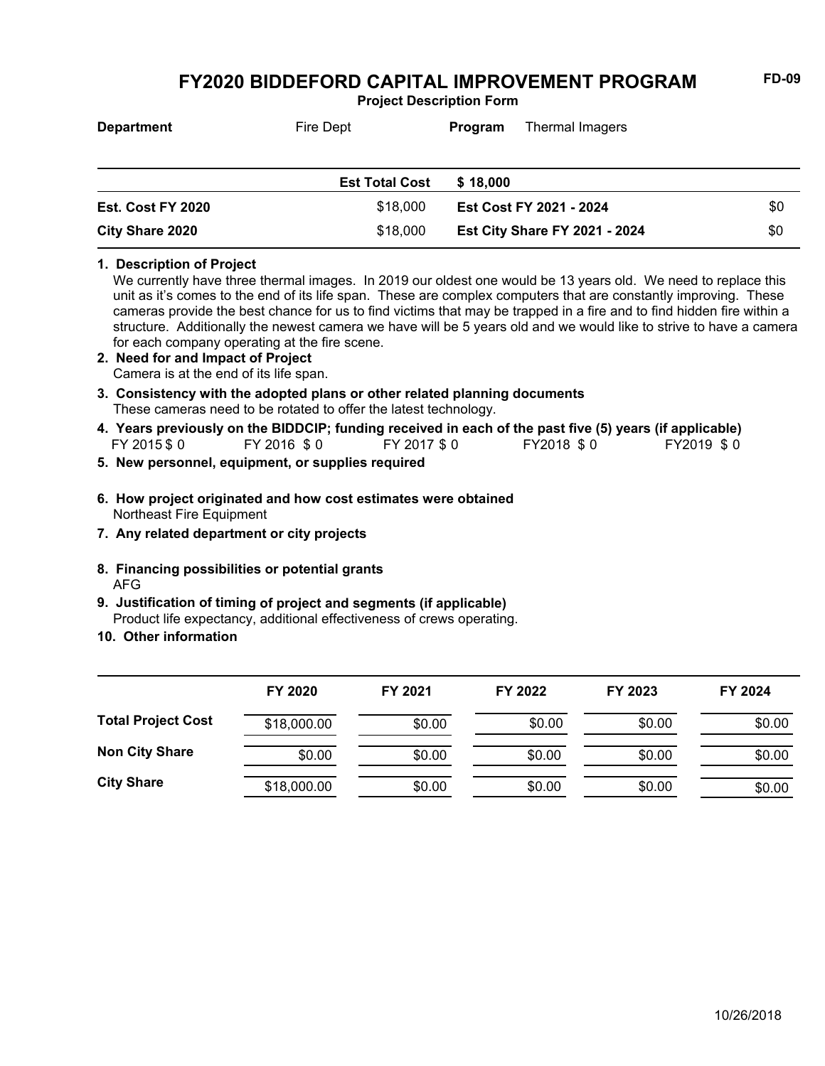FD-09

# FY2020 BIDDEFORD CAPITAL IMPROVEMENT PROGRAM

**Project Description Form**

**Department** Fire Dept **Program** Thermal Imagers

| | | | |
|---|---|---|---|
| | **Est Total Cost** | **$ 18,000** | |
| **Est. Cost FY 2020** | $18,000 | **Est Cost FY 2021 - 2024** | $0 |
| **City Share 2020** | $18,000 | **Est City Share FY 2021 - 2024** | $0 |

**1. Description of Project**

We currently have three thermal images. In 2019 our oldest one would be 13 years old. We need to replace this unit as it's comes to the end of its life span. These are complex computers that are constantly improving. These cameras provide the best chance for us to find victims that may be trapped in a fire and to find hidden fire within a structure. Additionally the newest camera we have will be 5 years old and we would like to strive to have a camera for each company operating at the fire scene.

**2. Need for and Impact of Project**

Camera is at the end of its life span.

**3. Consistency with the adopted plans or other related planning documents**

These cameras need to be rotated to offer the latest technology.

**4. Years previously on the BIDDCIP; funding received in each of the past five (5) years (if applicable)**

FY 2015 $ 0 FY 2016 $ 0 FY 2017 $ 0 FY2018 $ 0 FY2019 $ 0

**5. New personnel, equipment, or supplies required**

**6. How project originated and how cost estimates were obtained**

Northeast Fire Equipment

**7. Any related department or city projects**

**8. Financing possibilities or potential grants**

AFG

**9. Justification of timing of project and segments (if applicable)**

Product life expectancy, additional effectiveness of crews operating.

**10. Other information**

| | FY 2020 | FY 2021 | FY 2022 | FY 2023 | FY 2024 |
|---|---|---|---|---|---|
| **Total Project Cost** | $18,000.00 | $0.00 | $0.00 | $0.00 | $0.00 |
| **Non City Share** | $0.00 | $0.00 | $0.00 | $0.00 | $0.00 |
| **City Share** | $18,000.00 | $0.00 | $0.00 | $0.00 | $0.00 |

10/26/2018